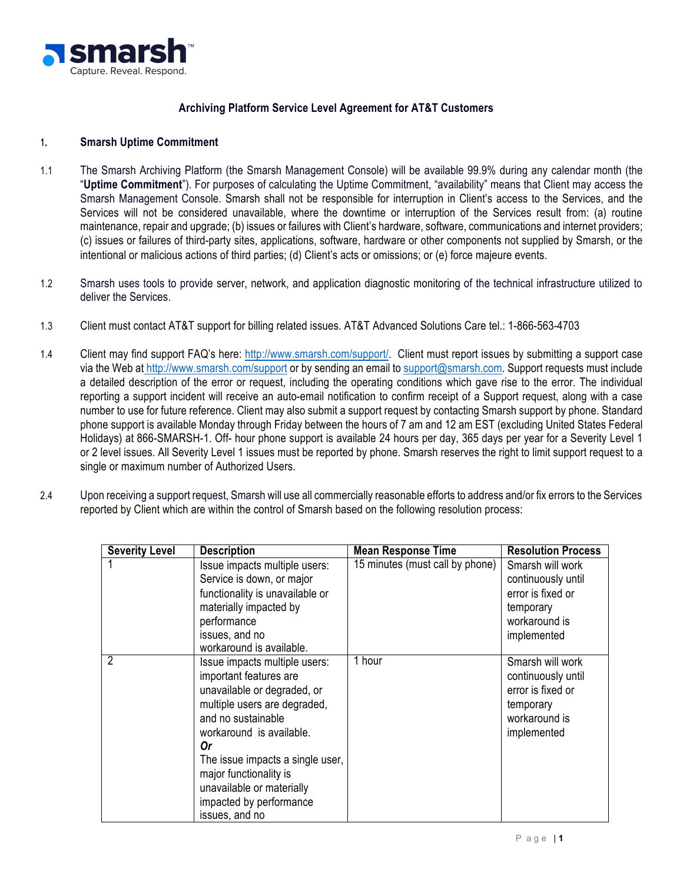# Archiving Platform Service Level Agreement for AT&T Customers

## 1. Smarsh Uptime Commitment

1.1 The Smarsh Archiving Platform (the Smarsh Management Console) will be available 99.9% during any calendar month (the "**Uptime Commitment**"). For purposes of calculating the Uptime Commitment, "availability" means that Client may access the Smarsh Management Console. Smarsh shall not be responsible for interruption in Client's access to the Services, and the Services will not be considered unavailable, where the downtime or interruption of the Services result from: (a) routine maintenance, repair and upgrade; (b) issues or failures with Client's hardware, software, communications and internet providers; (c) issues or failures of third-party sites, applications, software, hardware or other components not supplied by Smarsh, or the intentional or malicious actions of third parties; (d) Client's acts or omissions; or (e) force majeure events.

1.2 Smarsh uses tools to provide server, network, and application diagnostic monitoring of the technical infrastructure utilized to deliver the Services.

1.3 Client must contact AT&T support for billing related issues. AT&T Advanced Solutions Care tel.: 1-866-563-4703

1.4 Client may find support FAQ's here: http://www.smarsh.com/support/. Client must report issues by submitting a support case via the Web at http://www.smarsh.com/support or by sending an email to support@smarsh.com. Support requests must include a detailed description of the error or request, including the operating conditions which gave rise to the error. The individual reporting a support incident will receive an auto-email notification to confirm receipt of a Support request, along with a case number to use for future reference. Client may also submit a support request by contacting Smarsh support by phone. Standard phone support is available Monday through Friday between the hours of 7 am and 12 am EST (excluding United States Federal Holidays) at 866-SMARSH-1. Off- hour phone support is available 24 hours per day, 365 days per year for a Severity Level 1 or 2 level issues. All Severity Level 1 issues must be reported by phone. Smarsh reserves the right to limit support request to a single or maximum number of Authorized Users.

2.4 Upon receiving a support request, Smarsh will use all commercially reasonable efforts to address and/or fix errors to the Services reported by Client which are within the control of Smarsh based on the following resolution process:

| Severity Level | Description | Mean Response Time | Resolution Process |
|---|---|---|---|
| 1 | Issue impacts multiple users: Service is down, or major functionality is unavailable or materially impacted by performance issues, and no workaround is available. | 15 minutes (must call by phone) | Smarsh will work continuously until error is fixed or temporary workaround is implemented |
| 2 | Issue impacts multiple users: important features are unavailable or degraded, or multiple users are degraded, and no sustainable workaround is available. ***Or*** The issue impacts a single user, major functionality is unavailable or materially impacted by performance issues, and no | 1 hour | Smarsh will work continuously until error is fixed or temporary workaround is implemented |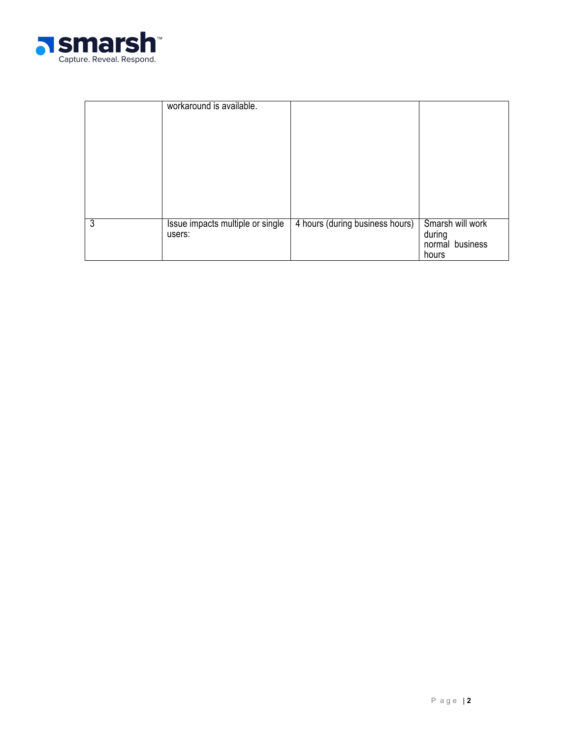| | | | |
|---|---|---|---|
| | workaround is available. | | |
| 3 | Issue impacts multiple or single users: | 4 hours (during business hours) | Smarsh will work during normal business hours |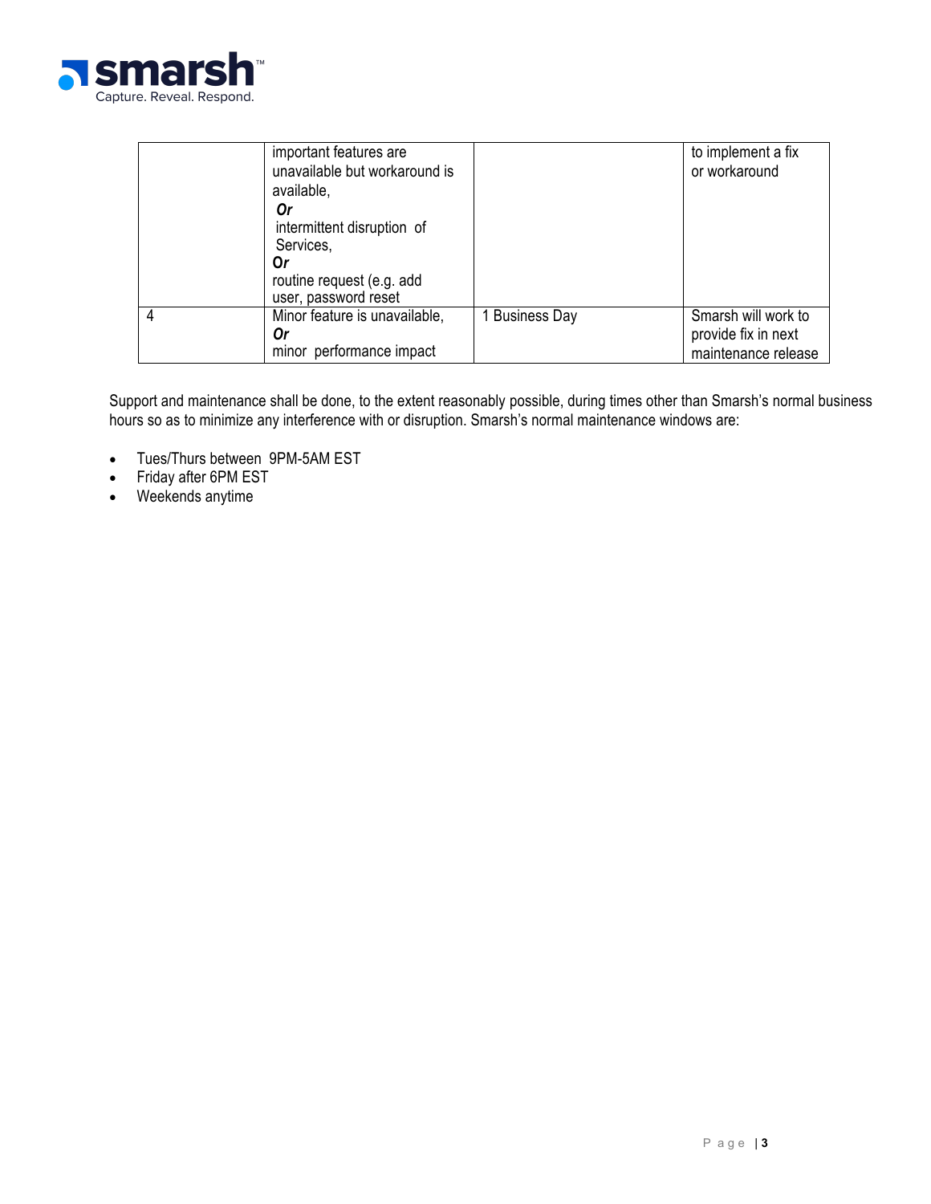| | | | |
|---|---|---|---|
| | important features are unavailable but workaround is available,<br>***Or***<br>intermittent disruption of Services,<br>***Or***<br>routine request (e.g. add user, password reset | | to implement a fix or workaround |
| 4 | Minor feature is unavailable,<br>***Or***<br>minor performance impact | 1 Business Day | Smarsh will work to provide fix in next maintenance release |

Support and maintenance shall be done, to the extent reasonably possible, during times other than Smarsh's normal business hours so as to minimize any interference with or disruption. Smarsh's normal maintenance windows are:

- Tues/Thurs between 9PM-5AM EST
- Friday after 6PM EST
- Weekends anytime